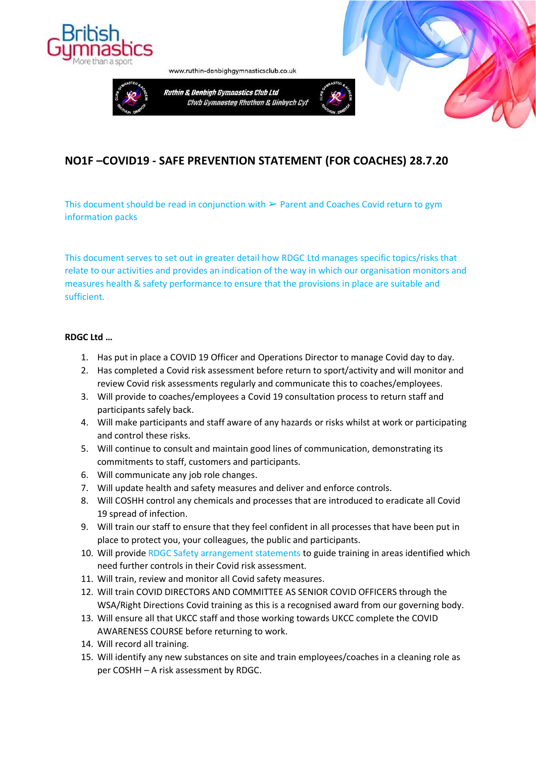www.ruthin-denbighgymnasticsclub.co.uk

Ruthin & Denbigh Gymnastics Club Ltd
Clwb Gymnasteg Rhuthun & Dinbych Cyf

## NO1F –COVID19 - SAFE PREVENTION STATEMENT (FOR COACHES) 28.7.20

This document should be read in conjunction with ➢ Parent and Coaches Covid return to gym information packs

This document serves to set out in greater detail how RDGC Ltd manages specific topics/risks that relate to our activities and provides an indication of the way in which our organisation monitors and measures health & safety performance to ensure that the provisions in place are suitable and sufficient.

**RDGC Ltd …**

1. Has put in place a COVID 19 Officer and Operations Director to manage Covid day to day.
2. Has completed a Covid risk assessment before return to sport/activity and will monitor and review Covid risk assessments regularly and communicate this to coaches/employees.
3. Will provide to coaches/employees a Covid 19 consultation process to return staff and participants safely back.
4. Will make participants and staff aware of any hazards or risks whilst at work or participating and control these risks.
5. Will continue to consult and maintain good lines of communication, demonstrating its commitments to staff, customers and participants.
6. Will communicate any job role changes.
7. Will update health and safety measures and deliver and enforce controls.
8. Will COSHH control any chemicals and processes that are introduced to eradicate all Covid 19 spread of infection.
9. Will train our staff to ensure that they feel confident in all processes that have been put in place to protect you, your colleagues, the public and participants.
10. Will provide RDGC Safety arrangement statements to guide training in areas identified which need further controls in their Covid risk assessment.
11. Will train, review and monitor all Covid safety measures.
12. Will train COVID DIRECTORS AND COMMITTEE AS SENIOR COVID OFFICERS through the WSA/Right Directions Covid training as this is a recognised award from our governing body.
13. Will ensure all that UKCC staff and those working towards UKCC complete the COVID AWARENESS COURSE before returning to work.
14. Will record all training.
15. Will identify any new substances on site and train employees/coaches in a cleaning role as per COSHH – A risk assessment by RDGC.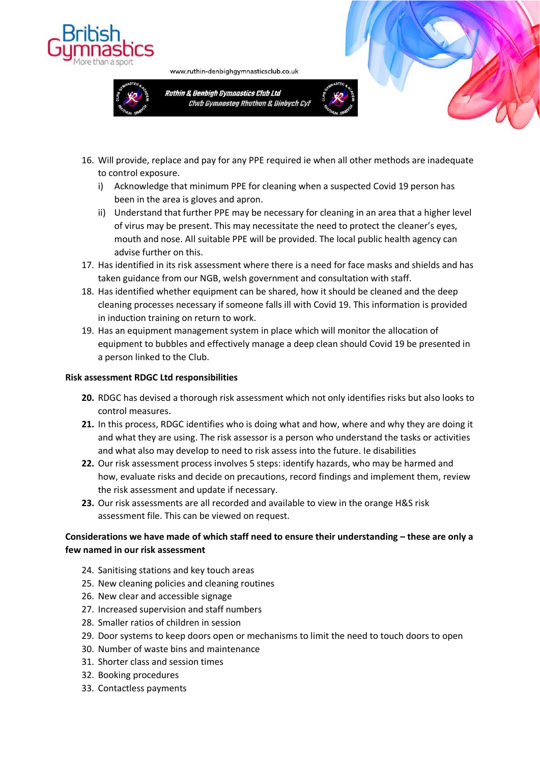16. Will provide, replace and pay for any PPE required ie when all other methods are inadequate to control exposure.
    i) Acknowledge that minimum PPE for cleaning when a suspected Covid 19 person has been in the area is gloves and apron.
    ii) Understand that further PPE may be necessary for cleaning in an area that a higher level of virus may be present. This may necessitate the need to protect the cleaner's eyes, mouth and nose. All suitable PPE will be provided. The local public health agency can advise further on this.
17. Has identified in its risk assessment where there is a need for face masks and shields and has taken guidance from our NGB, welsh government and consultation with staff.
18. Has identified whether equipment can be shared, how it should be cleaned and the deep cleaning processes necessary if someone falls ill with Covid 19. This information is provided in induction training on return to work.
19. Has an equipment management system in place which will monitor the allocation of equipment to bubbles and effectively manage a deep clean should Covid 19 be presented in a person linked to the Club.

**Risk assessment RDGC Ltd responsibilities**

**20.** RDGC has devised a thorough risk assessment which not only identifies risks but also looks to control measures.

**21.** In this process, RDGC identifies who is doing what and how, where and why they are doing it and what they are using. The risk assessor is a person who understand the tasks or activities and what also may develop to need to risk assess into the future. Ie disabilities

**22.** Our risk assessment process involves 5 steps: identify hazards, who may be harmed and how, evaluate risks and decide on precautions, record findings and implement them, review the risk assessment and update if necessary.

**23.** Our risk assessments are all recorded and available to view in the orange H&S risk assessment file. This can be viewed on request.

**Considerations we have made of which staff need to ensure their understanding – these are only a few named in our risk assessment**

24. Sanitising stations and key touch areas
25. New cleaning policies and cleaning routines
26. New clear and accessible signage
27. Increased supervision and staff numbers
28. Smaller ratios of children in session
29. Door systems to keep doors open or mechanisms to limit the need to touch doors to open
30. Number of waste bins and maintenance
31. Shorter class and session times
32. Booking procedures
33. Contactless payments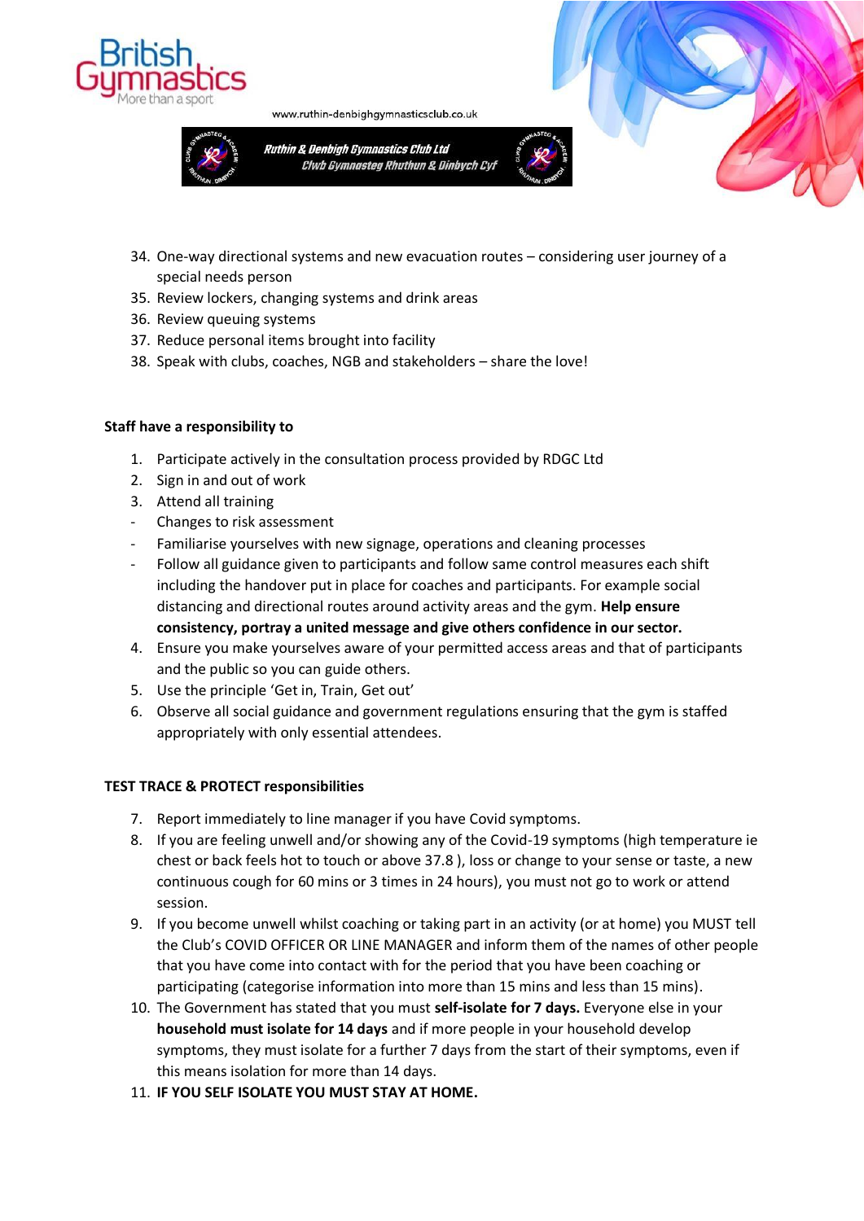34. One-way directional systems and new evacuation routes – considering user journey of a special needs person
35. Review lockers, changing systems and drink areas
36. Review queuing systems
37. Reduce personal items brought into facility
38. Speak with clubs, coaches, NGB and stakeholders – share the love!

**Staff have a responsibility to**

1. Participate actively in the consultation process provided by RDGC Ltd
2. Sign in and out of work
3. Attend all training

- Changes to risk assessment
- Familiarise yourselves with new signage, operations and cleaning processes
- Follow all guidance given to participants and follow same control measures each shift including the handover put in place for coaches and participants. For example social distancing and directional routes around activity areas and the gym. **Help ensure consistency, portray a united message and give others confidence in our sector.**

4. Ensure you make yourselves aware of your permitted access areas and that of participants and the public so you can guide others.
5. Use the principle 'Get in, Train, Get out'
6. Observe all social guidance and government regulations ensuring that the gym is staffed appropriately with only essential attendees.

**TEST TRACE & PROTECT responsibilities**

7. Report immediately to line manager if you have Covid symptoms.
8. If you are feeling unwell and/or showing any of the Covid-19 symptoms (high temperature ie chest or back feels hot to touch or above 37.8 ), loss or change to your sense or taste, a new continuous cough for 60 mins or 3 times in 24 hours), you must not go to work or attend session.
9. If you become unwell whilst coaching or taking part in an activity (or at home) you MUST tell the Club's COVID OFFICER OR LINE MANAGER and inform them of the names of other people that you have come into contact with for the period that you have been coaching or participating (categorise information into more than 15 mins and less than 15 mins).
10. The Government has stated that you must **self-isolate for 7 days.** Everyone else in your **household must isolate for 14 days** and if more people in your household develop symptoms, they must isolate for a further 7 days from the start of their symptoms, even if this means isolation for more than 14 days.
11. **IF YOU SELF ISOLATE YOU MUST STAY AT HOME.**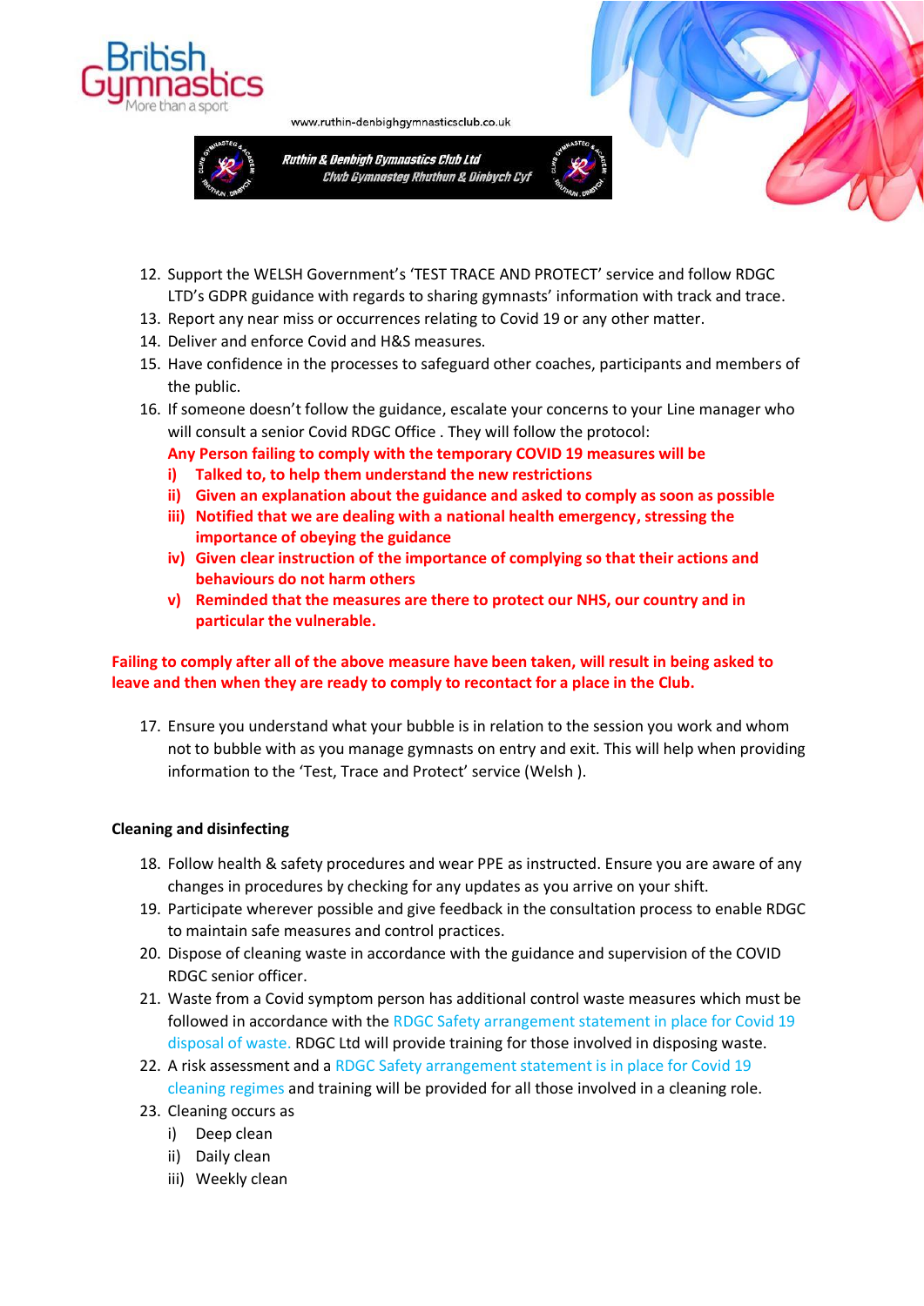12. Support the WELSH Government's 'TEST TRACE AND PROTECT' service and follow RDGC LTD's GDPR guidance with regards to sharing gymnasts' information with track and trace.
13. Report any near miss or occurrences relating to Covid 19 or any other matter.
14. Deliver and enforce Covid and H&S measures.
15. Have confidence in the processes to safeguard other coaches, participants and members of the public.
16. If someone doesn't follow the guidance, escalate your concerns to your Line manager who will consult a senior Covid RDGC Office . They will follow the protocol:
    **Any Person failing to comply with the temporary COVID 19 measures will be**
    **i) Talked to, to help them understand the new restrictions**
    **ii) Given an explanation about the guidance and asked to comply as soon as possible**
    **iii) Notified that we are dealing with a national health emergency, stressing the importance of obeying the guidance**
    **iv) Given clear instruction of the importance of complying so that their actions and behaviours do not harm others**
    **v) Reminded that the measures are there to protect our NHS, our country and in particular the vulnerable.**

**Failing to comply after all of the above measure have been taken, will result in being asked to leave and then when they are ready to comply to recontact for a place in the Club.**

17. Ensure you understand what your bubble is in relation to the session you work and whom not to bubble with as you manage gymnasts on entry and exit. This will help when providing information to the 'Test, Trace and Protect' service (Welsh ).

**Cleaning and disinfecting**

18. Follow health & safety procedures and wear PPE as instructed. Ensure you are aware of any changes in procedures by checking for any updates as you arrive on your shift.
19. Participate wherever possible and give feedback in the consultation process to enable RDGC to maintain safe measures and control practices.
20. Dispose of cleaning waste in accordance with the guidance and supervision of the COVID RDGC senior officer.
21. Waste from a Covid symptom person has additional control waste measures which must be followed in accordance with the RDGC Safety arrangement statement in place for Covid 19 disposal of waste. RDGC Ltd will provide training for those involved in disposing waste.
22. A risk assessment and a RDGC Safety arrangement statement is in place for Covid 19 cleaning regimes and training will be provided for all those involved in a cleaning role.
23. Cleaning occurs as
    i) Deep clean
    ii) Daily clean
    iii) Weekly clean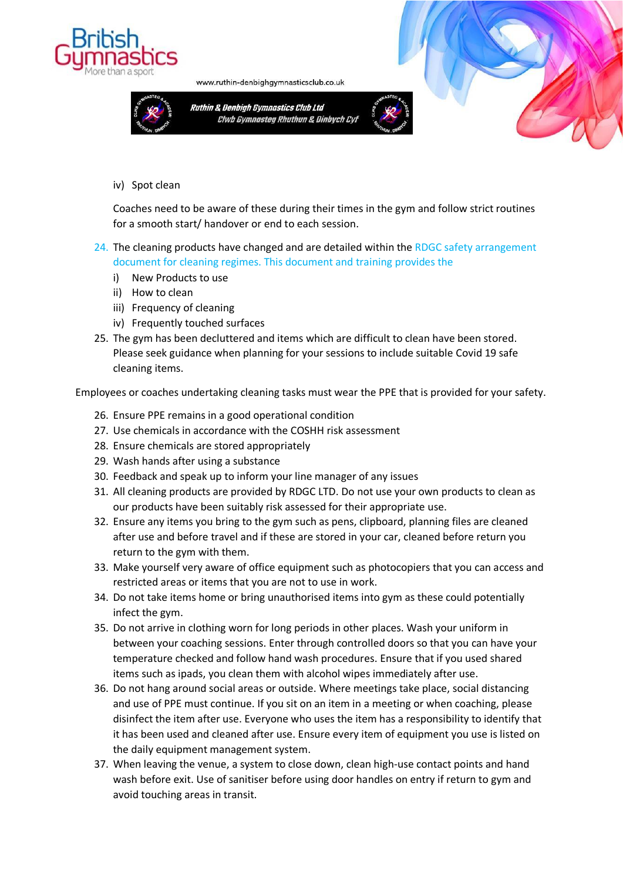iv) Spot clean

Coaches need to be aware of these during their times in the gym and follow strict routines for a smooth start/ handover or end to each session.

24. The cleaning products have changed and are detailed within the RDGC safety arrangement document for cleaning regimes. This document and training provides the
    i) New Products to use
    ii) How to clean
    iii) Frequency of cleaning
    iv) Frequently touched surfaces
25. The gym has been decluttered and items which are difficult to clean have been stored. Please seek guidance when planning for your sessions to include suitable Covid 19 safe cleaning items.

Employees or coaches undertaking cleaning tasks must wear the PPE that is provided for your safety.

26. Ensure PPE remains in a good operational condition
27. Use chemicals in accordance with the COSHH risk assessment
28. Ensure chemicals are stored appropriately
29. Wash hands after using a substance
30. Feedback and speak up to inform your line manager of any issues
31. All cleaning products are provided by RDGC LTD. Do not use your own products to clean as our products have been suitably risk assessed for their appropriate use.
32. Ensure any items you bring to the gym such as pens, clipboard, planning files are cleaned after use and before travel and if these are stored in your car, cleaned before return you return to the gym with them.
33. Make yourself very aware of office equipment such as photocopiers that you can access and restricted areas or items that you are not to use in work.
34. Do not take items home or bring unauthorised items into gym as these could potentially infect the gym.
35. Do not arrive in clothing worn for long periods in other places. Wash your uniform in between your coaching sessions. Enter through controlled doors so that you can have your temperature checked and follow hand wash procedures. Ensure that if you used shared items such as ipads, you clean them with alcohol wipes immediately after use.
36. Do not hang around social areas or outside. Where meetings take place, social distancing and use of PPE must continue. If you sit on an item in a meeting or when coaching, please disinfect the item after use. Everyone who uses the item has a responsibility to identify that it has been used and cleaned after use. Ensure every item of equipment you use is listed on the daily equipment management system.
37. When leaving the venue, a system to close down, clean high-use contact points and hand wash before exit. Use of sanitiser before using door handles on entry if return to gym and avoid touching areas in transit.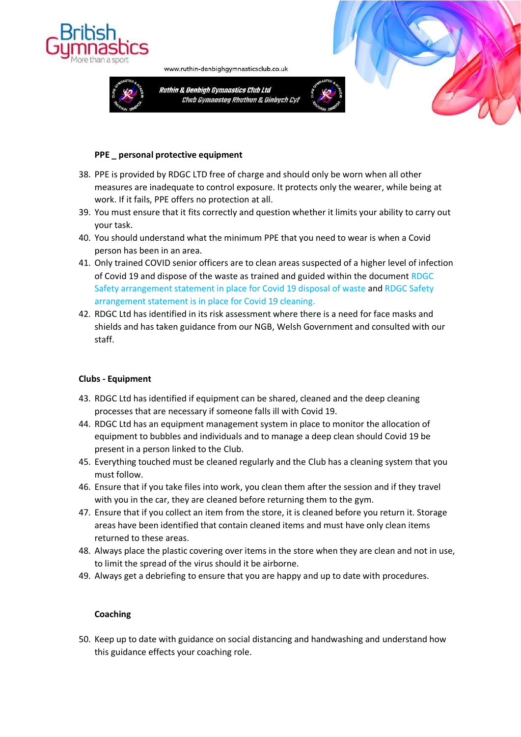**PPE _ personal protective equipment**

38. PPE is provided by RDGC LTD free of charge and should only be worn when all other measures are inadequate to control exposure. It protects only the wearer, while being at work. If it fails, PPE offers no protection at all.
39. You must ensure that it fits correctly and question whether it limits your ability to carry out your task.
40. You should understand what the minimum PPE that you need to wear is when a Covid person has been in an area.
41. Only trained COVID senior officers are to clean areas suspected of a higher level of infection of Covid 19 and dispose of the waste as trained and guided within the document RDGC Safety arrangement statement in place for Covid 19 disposal of waste and RDGC Safety arrangement statement is in place for Covid 19 cleaning.
42. RDGC Ltd has identified in its risk assessment where there is a need for face masks and shields and has taken guidance from our NGB, Welsh Government and consulted with our staff.

**Clubs - Equipment**

43. RDGC Ltd has identified if equipment can be shared, cleaned and the deep cleaning processes that are necessary if someone falls ill with Covid 19.
44. RDGC Ltd has an equipment management system in place to monitor the allocation of equipment to bubbles and individuals and to manage a deep clean should Covid 19 be present in a person linked to the Club.
45. Everything touched must be cleaned regularly and the Club has a cleaning system that you must follow.
46. Ensure that if you take files into work, you clean them after the session and if they travel with you in the car, they are cleaned before returning them to the gym.
47. Ensure that if you collect an item from the store, it is cleaned before you return it. Storage areas have been identified that contain cleaned items and must have only clean items returned to these areas.
48. Always place the plastic covering over items in the store when they are clean and not in use, to limit the spread of the virus should it be airborne.
49. Always get a debriefing to ensure that you are happy and up to date with procedures.

**Coaching**

50. Keep up to date with guidance on social distancing and handwashing and understand how this guidance effects your coaching role.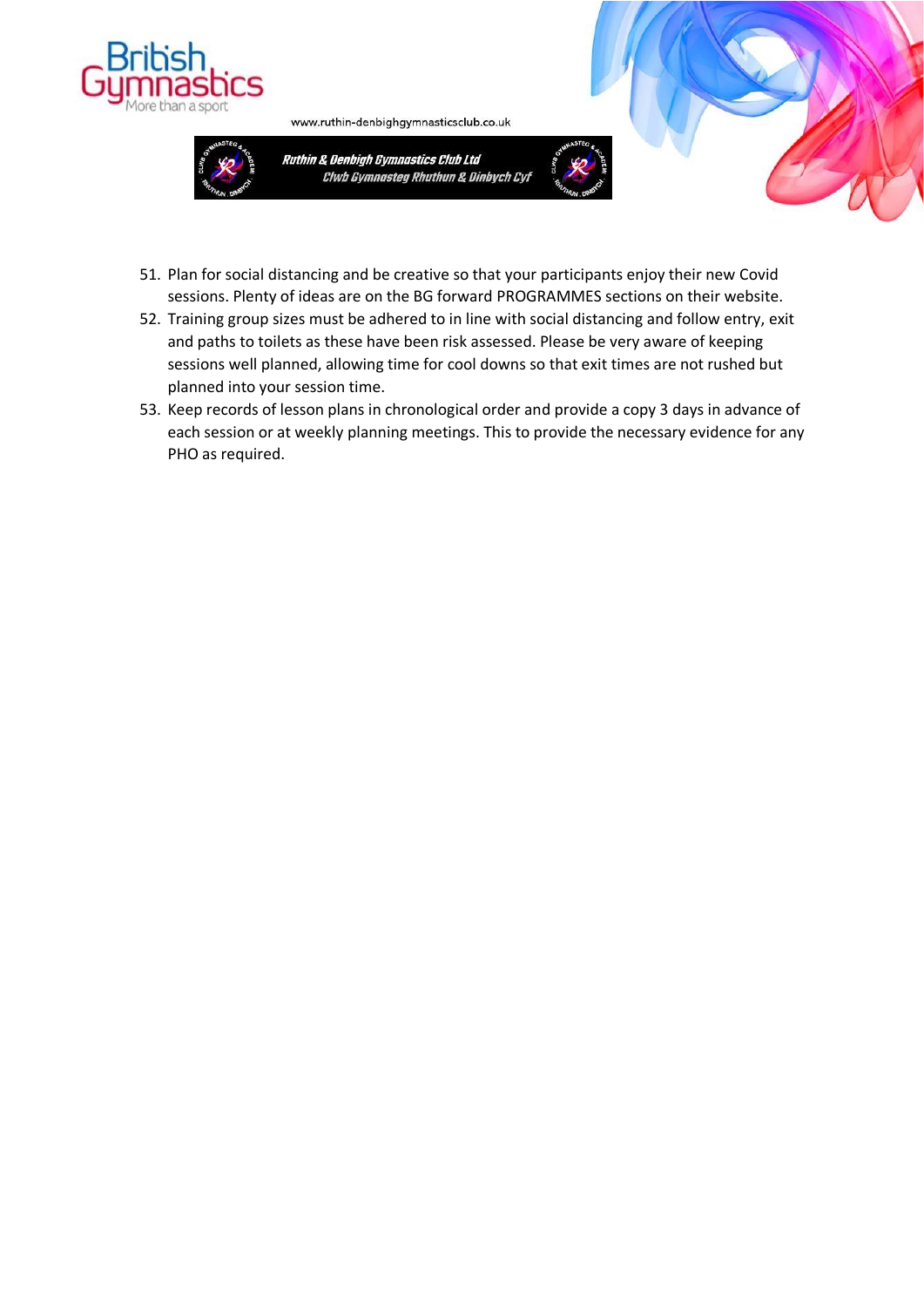51. Plan for social distancing and be creative so that your participants enjoy their new Covid sessions. Plenty of ideas are on the BG forward PROGRAMMES sections on their website.
52. Training group sizes must be adhered to in line with social distancing and follow entry, exit and paths to toilets as these have been risk assessed. Please be very aware of keeping sessions well planned, allowing time for cool downs so that exit times are not rushed but planned into your session time.
53. Keep records of lesson plans in chronological order and provide a copy 3 days in advance of each session or at weekly planning meetings. This to provide the necessary evidence for any PHO as required.